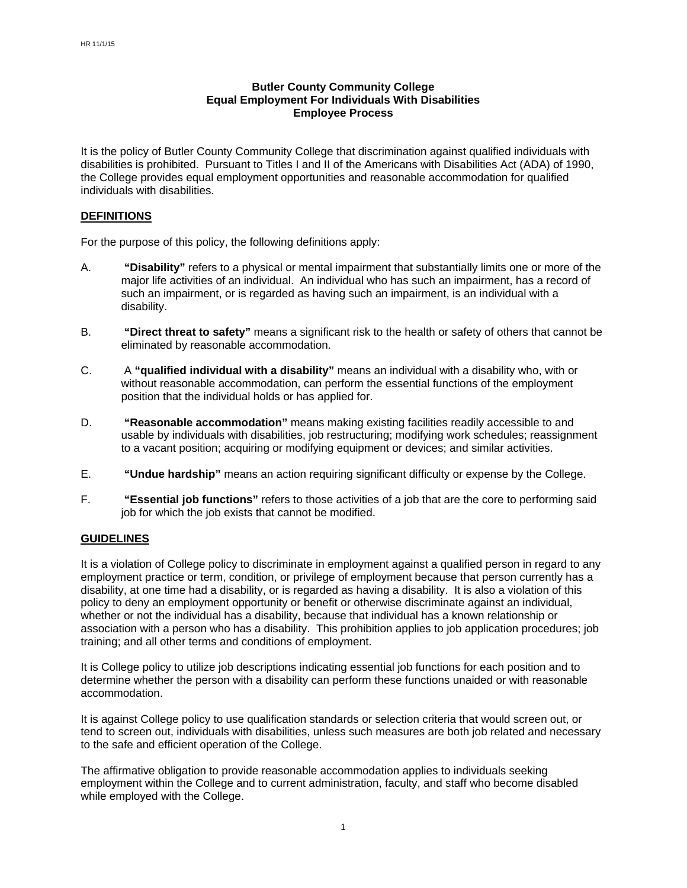HR 11/1/15

**Butler County Community College**
**Equal Employment For Individuals With Disabilities**
**Employee Process**

It is the policy of Butler County Community College that discrimination against qualified individuals with disabilities is prohibited. Pursuant to Titles I and II of the Americans with Disabilities Act (ADA) of 1990, the College provides equal employment opportunities and reasonable accommodation for qualified individuals with disabilities.

## DEFINITIONS

For the purpose of this policy, the following definitions apply:

A. **"Disability"** refers to a physical or mental impairment that substantially limits one or more of the major life activities of an individual. An individual who has such an impairment, has a record of such an impairment, or is regarded as having such an impairment, is an individual with a disability.

B. **"Direct threat to safety"** means a significant risk to the health or safety of others that cannot be eliminated by reasonable accommodation.

C. A **"qualified individual with a disability"** means an individual with a disability who, with or without reasonable accommodation, can perform the essential functions of the employment position that the individual holds or has applied for.

D. **"Reasonable accommodation"** means making existing facilities readily accessible to and usable by individuals with disabilities, job restructuring; modifying work schedules; reassignment to a vacant position; acquiring or modifying equipment or devices; and similar activities.

E. **"Undue hardship"** means an action requiring significant difficulty or expense by the College.

F. **"Essential job functions"** refers to those activities of a job that are the core to performing said job for which the job exists that cannot be modified.

## GUIDELINES

It is a violation of College policy to discriminate in employment against a qualified person in regard to any employment practice or term, condition, or privilege of employment because that person currently has a disability, at one time had a disability, or is regarded as having a disability. It is also a violation of this policy to deny an employment opportunity or benefit or otherwise discriminate against an individual, whether or not the individual has a disability, because that individual has a known relationship or association with a person who has a disability. This prohibition applies to job application procedures; job training; and all other terms and conditions of employment.

It is College policy to utilize job descriptions indicating essential job functions for each position and to determine whether the person with a disability can perform these functions unaided or with reasonable accommodation.

It is against College policy to use qualification standards or selection criteria that would screen out, or tend to screen out, individuals with disabilities, unless such measures are both job related and necessary to the safe and efficient operation of the College.

The affirmative obligation to provide reasonable accommodation applies to individuals seeking employment within the College and to current administration, faculty, and staff who become disabled while employed with the College.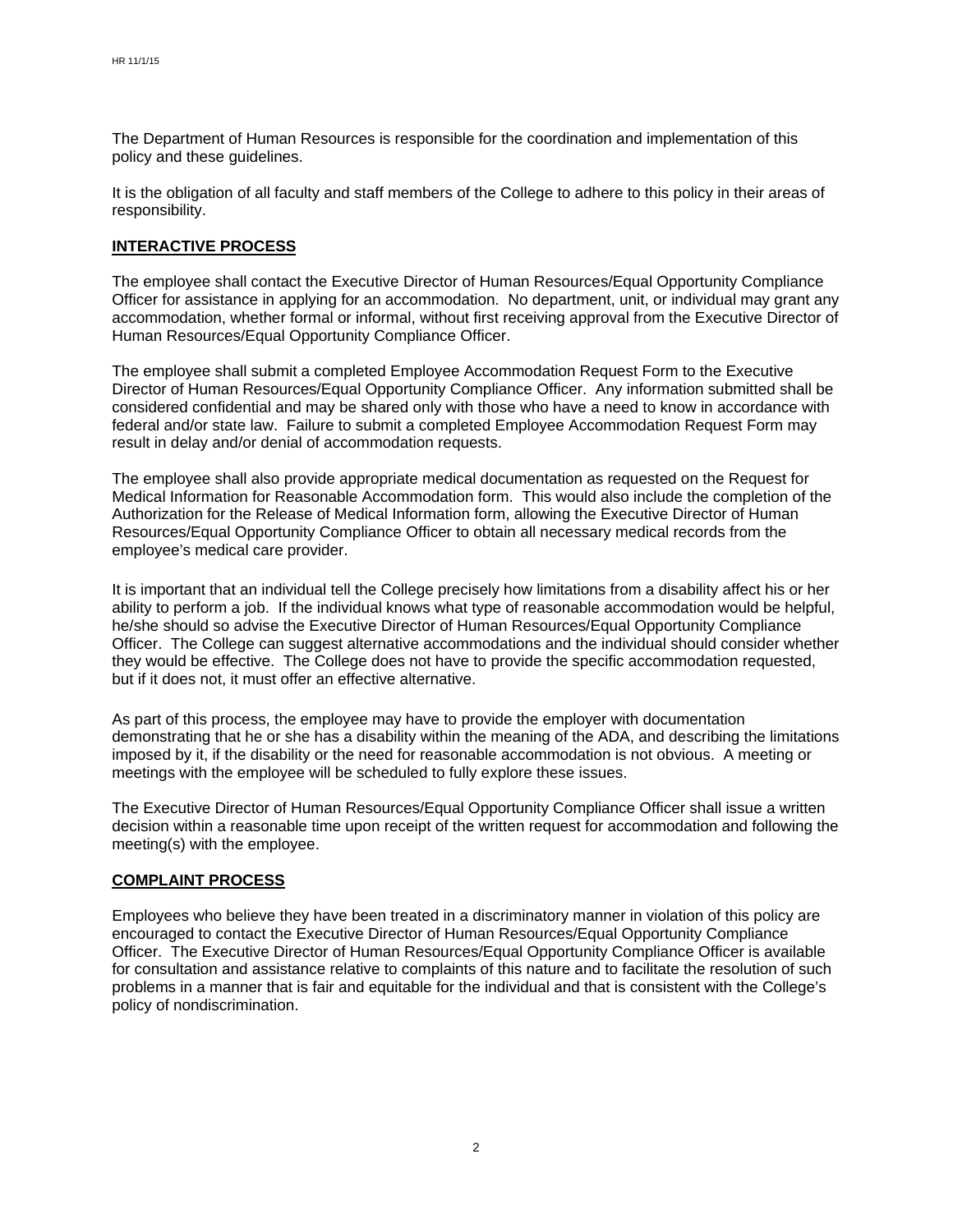The Department of Human Resources is responsible for the coordination and implementation of this policy and these guidelines.

It is the obligation of all faculty and staff members of the College to adhere to this policy in their areas of responsibility.

## INTERACTIVE PROCESS

The employee shall contact the Executive Director of Human Resources/Equal Opportunity Compliance Officer for assistance in applying for an accommodation. No department, unit, or individual may grant any accommodation, whether formal or informal, without first receiving approval from the Executive Director of Human Resources/Equal Opportunity Compliance Officer.

The employee shall submit a completed Employee Accommodation Request Form to the Executive Director of Human Resources/Equal Opportunity Compliance Officer. Any information submitted shall be considered confidential and may be shared only with those who have a need to know in accordance with federal and/or state law. Failure to submit a completed Employee Accommodation Request Form may result in delay and/or denial of accommodation requests.

The employee shall also provide appropriate medical documentation as requested on the Request for Medical Information for Reasonable Accommodation form. This would also include the completion of the Authorization for the Release of Medical Information form, allowing the Executive Director of Human Resources/Equal Opportunity Compliance Officer to obtain all necessary medical records from the employee's medical care provider.

It is important that an individual tell the College precisely how limitations from a disability affect his or her ability to perform a job. If the individual knows what type of reasonable accommodation would be helpful, he/she should so advise the Executive Director of Human Resources/Equal Opportunity Compliance Officer. The College can suggest alternative accommodations and the individual should consider whether they would be effective. The College does not have to provide the specific accommodation requested, but if it does not, it must offer an effective alternative.

As part of this process, the employee may have to provide the employer with documentation demonstrating that he or she has a disability within the meaning of the ADA, and describing the limitations imposed by it, if the disability or the need for reasonable accommodation is not obvious. A meeting or meetings with the employee will be scheduled to fully explore these issues.

The Executive Director of Human Resources/Equal Opportunity Compliance Officer shall issue a written decision within a reasonable time upon receipt of the written request for accommodation and following the meeting(s) with the employee.

## COMPLAINT PROCESS

Employees who believe they have been treated in a discriminatory manner in violation of this policy are encouraged to contact the Executive Director of Human Resources/Equal Opportunity Compliance Officer. The Executive Director of Human Resources/Equal Opportunity Compliance Officer is available for consultation and assistance relative to complaints of this nature and to facilitate the resolution of such problems in a manner that is fair and equitable for the individual and that is consistent with the College's policy of nondiscrimination.